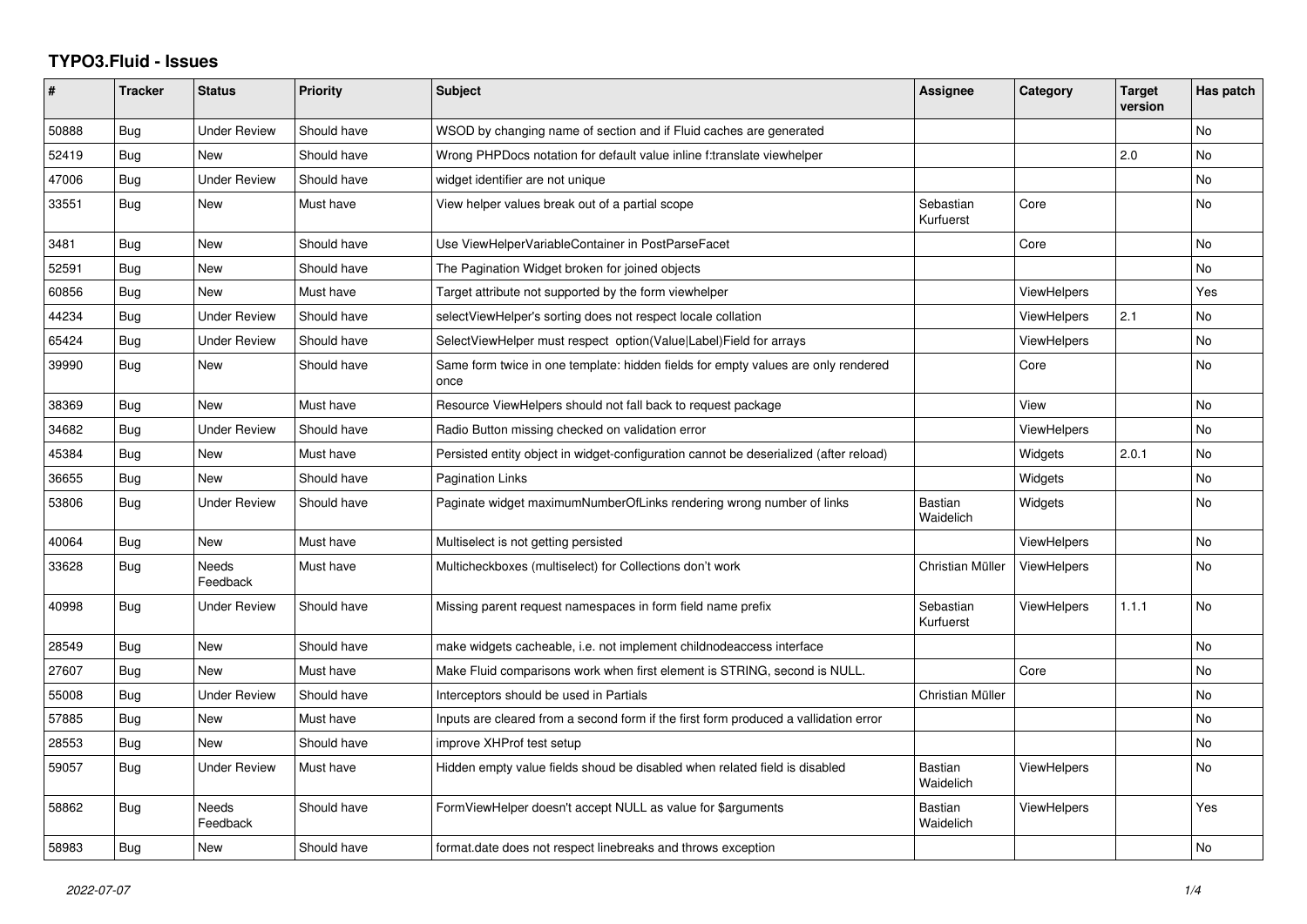# TYPO3.Fluid - Issues

| # | Tracker | Status | Priority | Subject | Assignee | Category | Target version | Has patch |
|---|---|---|---|---|---|---|---|---|
| 50888 | Bug | Under Review | Should have | WSOD by changing name of section and if Fluid caches are generated | | | | No |
| 52419 | Bug | New | Should have | Wrong PHPDocs notation for default value inline f:translate viewhelper | | | 2.0 | No |
| 47006 | Bug | Under Review | Should have | widget identifier are not unique | | | | No |
| 33551 | Bug | New | Must have | View helper values break out of a partial scope | Sebastian Kurfuerst | Core | | No |
| 3481 | Bug | New | Should have | Use ViewHelperVariableContainer in PostParseFacet | | Core | | No |
| 52591 | Bug | New | Should have | The Pagination Widget broken for joined objects | | | | No |
| 60856 | Bug | New | Must have | Target attribute not supported by the form viewhelper | | ViewHelpers | | Yes |
| 44234 | Bug | Under Review | Should have | selectViewHelper's sorting does not respect locale collation | | ViewHelpers | 2.1 | No |
| 65424 | Bug | Under Review | Should have | SelectViewHelper must respect option(Value\|Label)Field for arrays | | ViewHelpers | | No |
| 39990 | Bug | New | Should have | Same form twice in one template: hidden fields for empty values are only rendered once | | Core | | No |
| 38369 | Bug | New | Must have | Resource ViewHelpers should not fall back to request package | | View | | No |
| 34682 | Bug | Under Review | Should have | Radio Button missing checked on validation error | | ViewHelpers | | No |
| 45384 | Bug | New | Must have | Persisted entity object in widget-configuration cannot be deserialized (after reload) | | Widgets | 2.0.1 | No |
| 36655 | Bug | New | Should have | Pagination Links | | Widgets | | No |
| 53806 | Bug | Under Review | Should have | Paginate widget maximumNumberOfLinks rendering wrong number of links | Bastian Waidelich | Widgets | | No |
| 40064 | Bug | New | Must have | Multiselect is not getting persisted | | ViewHelpers | | No |
| 33628 | Bug | Needs Feedback | Must have | Multicheckboxes (multiselect) for Collections don't work | Christian Müller | ViewHelpers | | No |
| 40998 | Bug | Under Review | Should have | Missing parent request namespaces in form field name prefix | Sebastian Kurfuerst | ViewHelpers | 1.1.1 | No |
| 28549 | Bug | New | Should have | make widgets cacheable, i.e. not implement childnodeaccess interface | | | | No |
| 27607 | Bug | New | Must have | Make Fluid comparisons work when first element is STRING, second is NULL. | | Core | | No |
| 55008 | Bug | Under Review | Should have | Interceptors should be used in Partials | Christian Müller | | | No |
| 57885 | Bug | New | Must have | Inputs are cleared from a second form if the first form produced a vallidation error | | | | No |
| 28553 | Bug | New | Should have | improve XHProf test setup | | | | No |
| 59057 | Bug | Under Review | Must have | Hidden empty value fields shoud be disabled when related field is disabled | Bastian Waidelich | ViewHelpers | | No |
| 58862 | Bug | Needs Feedback | Should have | FormViewHelper doesn't accept NULL as value for $arguments | Bastian Waidelich | ViewHelpers | | Yes |
| 58983 | Bug | New | Should have | format.date does not respect linebreaks and throws exception | | | | No |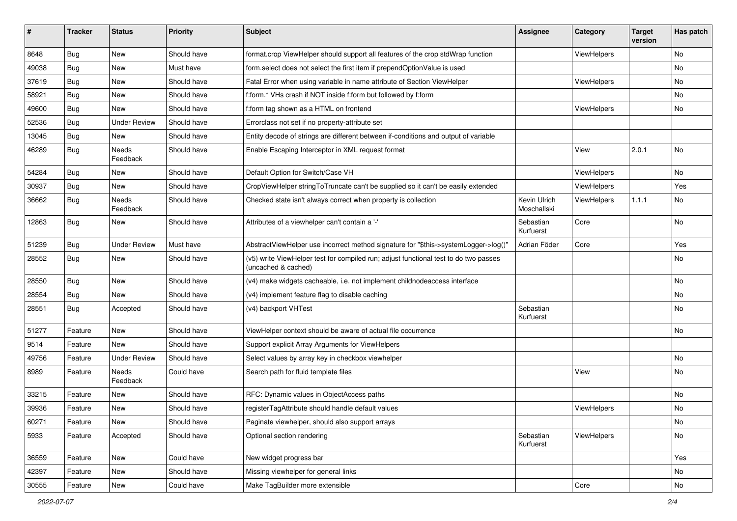| # | Tracker | Status | Priority | Subject | Assignee | Category | Target version | Has patch |
|---|---|---|---|---|---|---|---|---|
| 8648 | Bug | New | Should have | format.crop ViewHelper should support all features of the crop stdWrap function | | ViewHelpers | | No |
| 49038 | Bug | New | Must have | form.select does not select the first item if prependOptionValue is used | | | | No |
| 37619 | Bug | New | Should have | Fatal Error when using variable in name attribute of Section ViewHelper | | ViewHelpers | | No |
| 58921 | Bug | New | Should have | f:form.* VHs crash if NOT inside f:form but followed by f:form | | | | No |
| 49600 | Bug | New | Should have | f:form tag shown as a HTML on frontend | | ViewHelpers | | No |
| 52536 | Bug | Under Review | Should have | Errorclass not set if no property-attribute set | | | | |
| 13045 | Bug | New | Should have | Entity decode of strings are different between if-conditions and output of variable | | | | |
| 46289 | Bug | Needs Feedback | Should have | Enable Escaping Interceptor in XML request format | | View | 2.0.1 | No |
| 54284 | Bug | New | Should have | Default Option for Switch/Case VH | | ViewHelpers | | No |
| 30937 | Bug | New | Should have | CropViewHelper stringToTruncate can't be supplied so it can't be easily extended | | ViewHelpers | | Yes |
| 36662 | Bug | Needs Feedback | Should have | Checked state isn't always correct when property is collection | Kevin Ulrich Moschallski | ViewHelpers | 1.1.1 | No |
| 12863 | Bug | New | Should have | Attributes of a viewhelper can't contain a '-' | Sebastian Kurfuerst | Core | | No |
| 51239 | Bug | Under Review | Must have | AbstractViewHelper use incorrect method signature for "$this->systemLogger->log()" | Adrian Föder | Core | | Yes |
| 28552 | Bug | New | Should have | (v5) write ViewHelper test for compiled run; adjust functional test to do two passes (uncached & cached) | | | | No |
| 28550 | Bug | New | Should have | (v4) make widgets cacheable, i.e. not implement childnodeaccess interface | | | | No |
| 28554 | Bug | New | Should have | (v4) implement feature flag to disable caching | | | | No |
| 28551 | Bug | Accepted | Should have | (v4) backport VHTest | Sebastian Kurfuerst | | | No |
| 51277 | Feature | New | Should have | ViewHelper context should be aware of actual file occurrence | | | | No |
| 9514 | Feature | New | Should have | Support explicit Array Arguments for ViewHelpers | | | | |
| 49756 | Feature | Under Review | Should have | Select values by array key in checkbox viewhelper | | | | No |
| 8989 | Feature | Needs Feedback | Could have | Search path for fluid template files | | View | | No |
| 33215 | Feature | New | Should have | RFC: Dynamic values in ObjectAccess paths | | | | No |
| 39936 | Feature | New | Should have | registerTagAttribute should handle default values | | ViewHelpers | | No |
| 60271 | Feature | New | Should have | Paginate viewhelper, should also support arrays | | | | No |
| 5933 | Feature | Accepted | Should have | Optional section rendering | Sebastian Kurfuerst | ViewHelpers | | No |
| 36559 | Feature | New | Could have | New widget progress bar | | | | Yes |
| 42397 | Feature | New | Should have | Missing viewhelper for general links | | | | No |
| 30555 | Feature | New | Could have | Make TagBuilder more extensible | | Core | | No |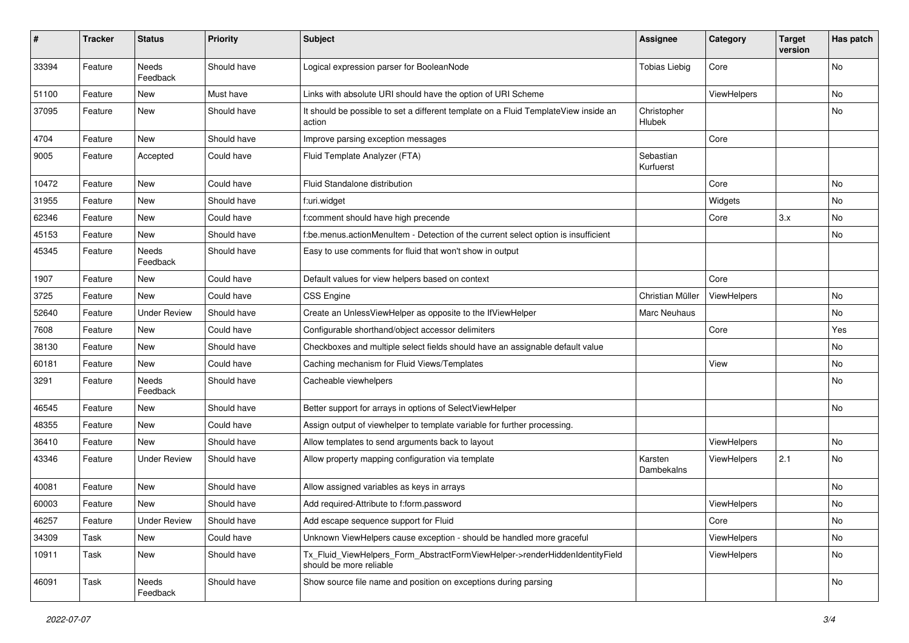| # | Tracker | Status | Priority | Subject | Assignee | Category | Target version | Has patch |
|---|---|---|---|---|---|---|---|---|
| 33394 | Feature | Needs Feedback | Should have | Logical expression parser for BooleanNode | Tobias Liebig | Core | | No |
| 51100 | Feature | New | Must have | Links with absolute URI should have the option of URI Scheme | | ViewHelpers | | No |
| 37095 | Feature | New | Should have | It should be possible to set a different template on a Fluid TemplateView inside an action | Christopher Hlubek | | | No |
| 4704 | Feature | New | Should have | Improve parsing exception messages | | Core | | |
| 9005 | Feature | Accepted | Could have | Fluid Template Analyzer (FTA) | Sebastian Kurfuerst | | | |
| 10472 | Feature | New | Could have | Fluid Standalone distribution | | Core | | No |
| 31955 | Feature | New | Should have | f:uri.widget | | Widgets | | No |
| 62346 | Feature | New | Could have | f:comment should have high precende | | Core | 3.x | No |
| 45153 | Feature | New | Should have | f:be.menus.actionMenuItem - Detection of the current select option is insufficient | | | | No |
| 45345 | Feature | Needs Feedback | Should have | Easy to use comments for fluid that won't show in output | | | | |
| 1907 | Feature | New | Could have | Default values for view helpers based on context | | Core | | |
| 3725 | Feature | New | Could have | CSS Engine | Christian Müller | ViewHelpers | | No |
| 52640 | Feature | Under Review | Should have | Create an UnlessViewHelper as opposite to the IfViewHelper | Marc Neuhaus | | | No |
| 7608 | Feature | New | Could have | Configurable shorthand/object accessor delimiters | | Core | | Yes |
| 38130 | Feature | New | Should have | Checkboxes and multiple select fields should have an assignable default value | | | | No |
| 60181 | Feature | New | Could have | Caching mechanism for Fluid Views/Templates | | View | | No |
| 3291 | Feature | Needs Feedback | Should have | Cacheable viewhelpers | | | | No |
| 46545 | Feature | New | Should have | Better support for arrays in options of SelectViewHelper | | | | No |
| 48355 | Feature | New | Could have | Assign output of viewhelper to template variable for further processing. | | | | |
| 36410 | Feature | New | Should have | Allow templates to send arguments back to layout | | ViewHelpers | | No |
| 43346 | Feature | Under Review | Should have | Allow property mapping configuration via template | Karsten Dambekalns | ViewHelpers | 2.1 | No |
| 40081 | Feature | New | Should have | Allow assigned variables as keys in arrays | | | | No |
| 60003 | Feature | New | Should have | Add required-Attribute to f:form.password | | ViewHelpers | | No |
| 46257 | Feature | Under Review | Should have | Add escape sequence support for Fluid | | Core | | No |
| 34309 | Task | New | Could have | Unknown ViewHelpers cause exception - should be handled more graceful | | ViewHelpers | | No |
| 10911 | Task | New | Should have | Tx_Fluid_ViewHelpers_Form_AbstractFormViewHelper->renderHiddenIdentityField should be more reliable | | ViewHelpers | | No |
| 46091 | Task | Needs Feedback | Should have | Show source file name and position on exceptions during parsing | | | | No |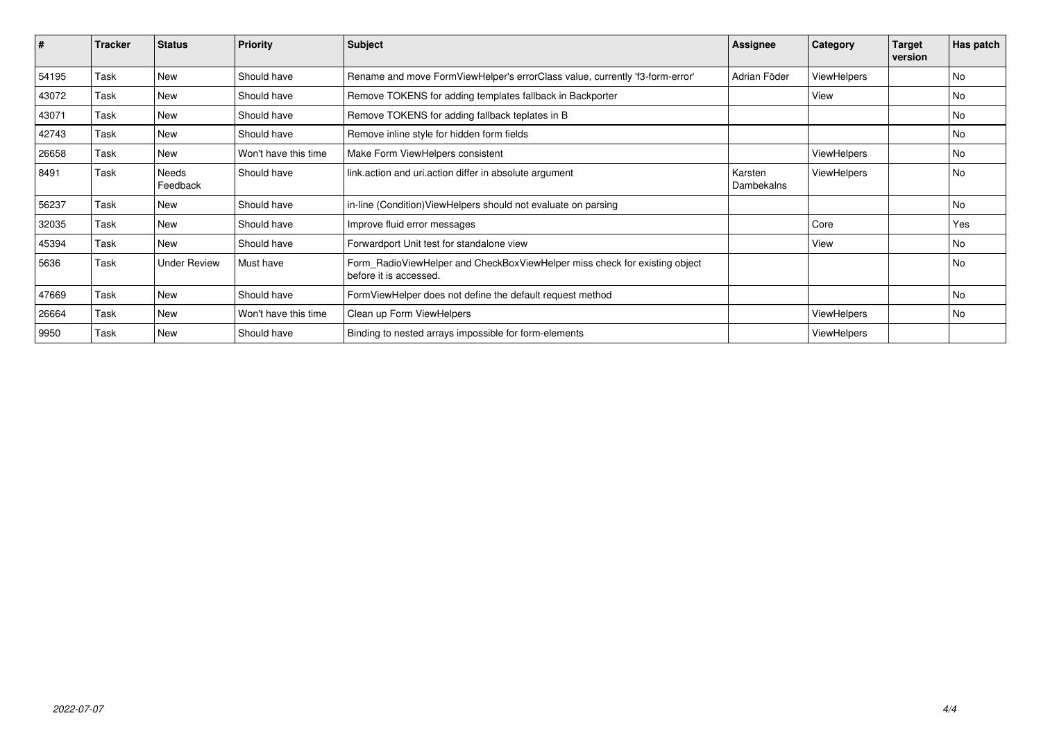| # | Tracker | Status | Priority | Subject | Assignee | Category | Target version | Has patch |
|---|---|---|---|---|---|---|---|---|
| 54195 | Task | New | Should have | Rename and move FormViewHelper's errorClass value, currently 'f3-form-error' | Adrian Föder | ViewHelpers | | No |
| 43072 | Task | New | Should have | Remove TOKENS for adding templates fallback in Backporter | | View | | No |
| 43071 | Task | New | Should have | Remove TOKENS for adding fallback teplates in B | | | | No |
| 42743 | Task | New | Should have | Remove inline style for hidden form fields | | | | No |
| 26658 | Task | New | Won't have this time | Make Form ViewHelpers consistent | | ViewHelpers | | No |
| 8491 | Task | Needs Feedback | Should have | link.action and uri.action differ in absolute argument | Karsten Dambekalns | ViewHelpers | | No |
| 56237 | Task | New | Should have | in-line (Condition)ViewHelpers should not evaluate on parsing | | | | No |
| 32035 | Task | New | Should have | Improve fluid error messages | | Core | | Yes |
| 45394 | Task | New | Should have | Forwardport Unit test for standalone view | | View | | No |
| 5636 | Task | Under Review | Must have | Form_RadioViewHelper and CheckBoxViewHelper miss check for existing object before it is accessed. | | | | No |
| 47669 | Task | New | Should have | FormViewHelper does not define the default request method | | | | No |
| 26664 | Task | New | Won't have this time | Clean up Form ViewHelpers | | ViewHelpers | | No |
| 9950 | Task | New | Should have | Binding to nested arrays impossible for form-elements | | ViewHelpers | | |

*2022-07-07*